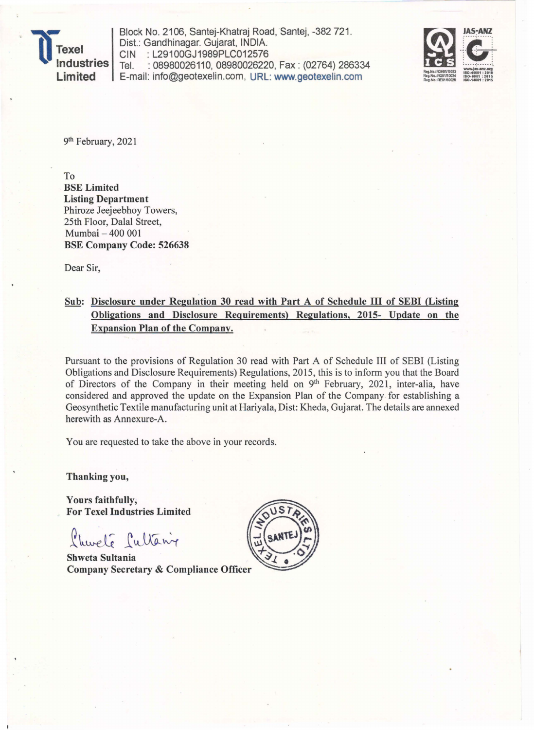**Texel Industries Limited**

Block No. 2106, Santej-Khatraj Road, Santej, -382 721.
Dist.: Gandhinagar. Gujarat, INDIA.
CIN : L29100GJ1989PLC012576
Tel. : 08980026110, 08980026220, Fax : (02764) 286334
E-mail: info@geotexelin.com, URL: www.geotexelin.com

9th February, 2021

To
**BSE Limited**
**Listing Department**
Phiroze Jeejeebhoy Towers,
25th Floor, Dalal Street,
Mumbai – 400 001
**BSE Company Code: 526638**

Dear Sir,

**Sub: Disclosure under Regulation 30 read with Part A of Schedule III of SEBI (Listing Obligations and Disclosure Requirements) Regulations, 2015- Update on the Expansion Plan of the Company.**

Pursuant to the provisions of Regulation 30 read with Part A of Schedule III of SEBI (Listing Obligations and Disclosure Requirements) Regulations, 2015, this is to inform you that the Board of Directors of the Company in their meeting held on 9th February, 2021, inter-alia, have considered and approved the update on the Expansion Plan of the Company for establishing a Geosynthetic Textile manufacturing unit at Hariyala, Dist: Kheda, Gujarat. The details are annexed herewith as Annexure-A.

You are requested to take the above in your records.

**Thanking you,**

**Yours faithfully,**
**For Texel Industries Limited**

**Shweta Sultania**
**Company Secretary & Compliance Officer**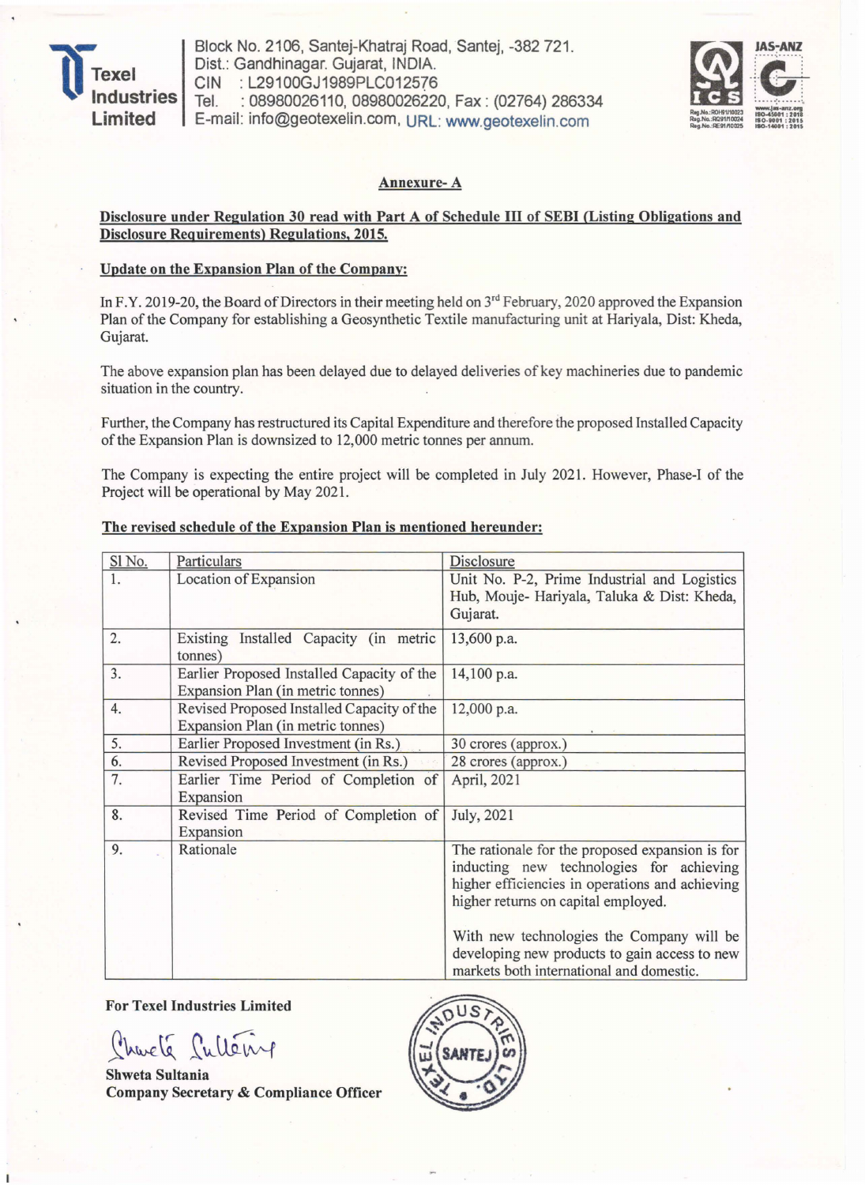Texel Industries Limited

Block No. 2106, Santej-Khatraj Road, Santej, -382 721.
Dist.: Gandhinagar. Gujarat, INDIA.
CIN : L29100GJ1989PLC012576
Tel. : 08980026110, 08980026220, Fax : (02764) 286334
E-mail: info@geotexelin.com, URL: www.geotexelin.com

## Annexure- A

**Disclosure under Regulation 30 read with Part A of Schedule III of SEBI (Listing Obligations and Disclosure Requirements) Regulations, 2015.**

**Update on the Expansion Plan of the Company:**

In F.Y. 2019-20, the Board of Directors in their meeting held on 3rd February, 2020 approved the Expansion Plan of the Company for establishing a Geosynthetic Textile manufacturing unit at Hariyala, Dist: Kheda, Gujarat.

The above expansion plan has been delayed due to delayed deliveries of key machineries due to pandemic situation in the country.

Further, the Company has restructured its Capital Expenditure and therefore the proposed Installed Capacity of the Expansion Plan is downsized to 12,000 metric tonnes per annum.

The Company is expecting the entire project will be completed in July 2021. However, Phase-I of the Project will be operational by May 2021.

**The revised schedule of the Expansion Plan is mentioned hereunder:**

| Sl No. | Particulars | Disclosure |
|---|---|---|
| 1. | Location of Expansion | Unit No. P-2, Prime Industrial and Logistics Hub, Mouje- Hariyala, Taluka & Dist: Kheda, Gujarat. |
| 2. | Existing Installed Capacity (in metric tonnes) | 13,600 p.a. |
| 3. | Earlier Proposed Installed Capacity of the Expansion Plan (in metric tonnes) | 14,100 p.a. |
| 4. | Revised Proposed Installed Capacity of the Expansion Plan (in metric tonnes) | 12,000 p.a. |
| 5. | Earlier Proposed Investment (in Rs.) | 30 crores (approx.) |
| 6. | Revised Proposed Investment (in Rs.) | 28 crores (approx.) |
| 7. | Earlier Time Period of Completion of Expansion | April, 2021 |
| 8. | Revised Time Period of Completion of Expansion | July, 2021 |
| 9. | Rationale | The rationale for the proposed expansion is for inducting new technologies for achieving higher efficiencies in operations and achieving higher returns on capital employed.<br><br>With new technologies the Company will be developing new products to gain access to new markets both international and domestic. |

**For Texel Industries Limited**

**Shweta Sultania**
**Company Secretary & Compliance Officer**